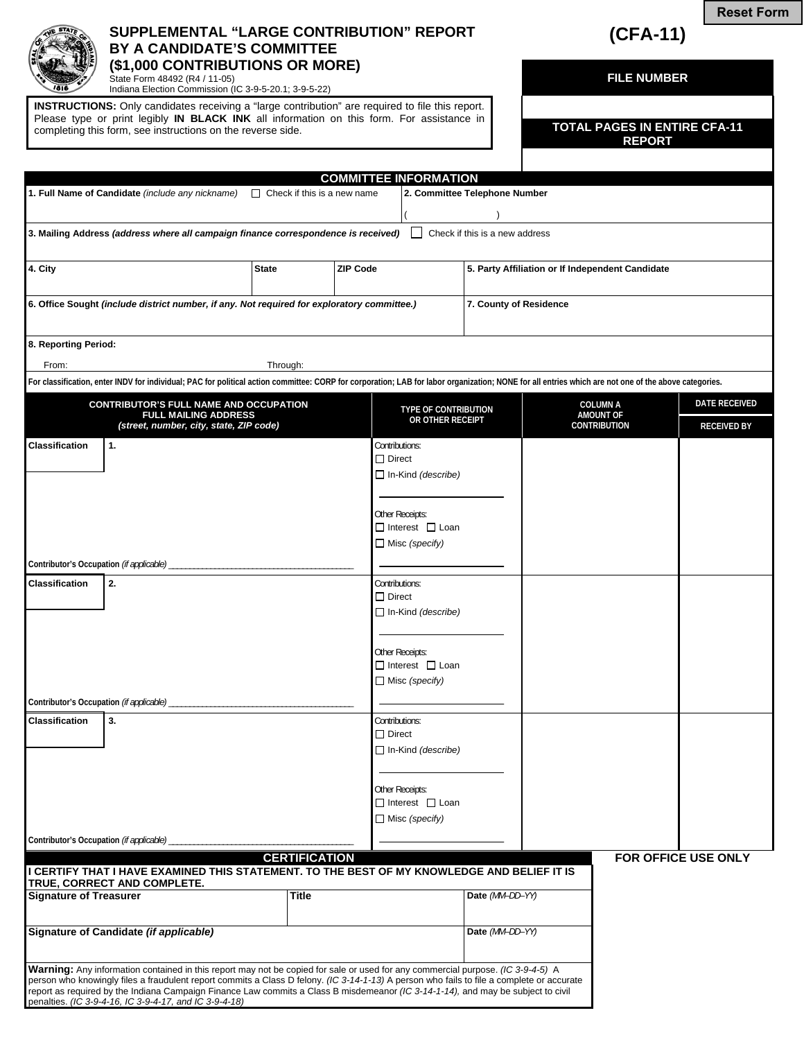Reset Form

# SUPPLEMENTAL "LARGE CONTRIBUTION" REPORT BY A CANDIDATE'S COMMITTEE ($1,000 CONTRIBUTIONS OR MORE)

State Form 48492 (R4 / 11-05)
Indiana Election Commission (IC 3-9-5-20.1; 3-9-5-22)

**(CFA-11)**

**INSTRUCTIONS:** Only candidates receiving a "large contribution" are required to file this report. Please type or print legibly **IN BLACK INK** all information on this form. For assistance in completing this form, see instructions on the reverse side.

| FILE NUMBER |
|---|
| |
| **TOTAL PAGES IN ENTIRE CFA-11 REPORT** |
| |

## COMMITTEE INFORMATION

| | | | |
|---|---|---|---|
| **1. Full Name of Candidate** *(include any nickname)* ☐ Check if this is a new name | | **2. Committee Telephone Number** ( ) | |
| **3. Mailing Address** ***(address where all campaign finance correspondence is received)*** ☐ Check if this is a new address | | | |
| **4. City** | **State** | **ZIP Code** | **5. Party Affiliation or If Independent Candidate** |
| **6. Office Sought** ***(include district number, if any. Not required for exploratory committee.)*** | | | **7. County of Residence** |
| **8. Reporting Period:** From: Through: | | | |

**For classification, enter INDV for individual; PAC for political action committee: CORP for corporation; LAB for labor organization; NONE for all entries which are not one of the above categories.**

| CONTRIBUTOR'S FULL NAME AND OCCUPATION FULL MAILING ADDRESS *(street, number, city, state, ZIP code)* | TYPE OF CONTRIBUTION OR OTHER RECEIPT | COLUMN A AMOUNT OF CONTRIBUTION | DATE RECEIVED / RECEIVED BY |
|---|---|---|---|
| Classification 1. <br> Contributor's Occupation *(if applicable)* ______ | Contributions: ☐ Direct ☐ In-Kind *(describe)* ______ Other Receipts: ☐ Interest ☐ Loan ☐ Misc *(specify)* ______ | | |
| Classification 2. <br> Contributor's Occupation *(if applicable)* ______ | Contributions: ☐ Direct ☐ In-Kind *(describe)* ______ Other Receipts: ☐ Interest ☐ Loan ☐ Misc *(specify)* ______ | | |
| Classification 3. <br> Contributor's Occupation *(if applicable)* ______ | Contributions: ☐ Direct ☐ In-Kind *(describe)* ______ Other Receipts: ☐ Interest ☐ Loan ☐ Misc *(specify)* ______ | | |

## CERTIFICATION

**I CERTIFY THAT I HAVE EXAMINED THIS STATEMENT. TO THE BEST OF MY KNOWLEDGE AND BELIEF IT IS TRUE, CORRECT AND COMPLETE.**

| | | |
|---|---|---|
| **Signature of Treasurer** | **Title** | **Date** *(MM–DD–YY)* |
| **Signature of Candidate** ***(if applicable)*** | | **Date** *(MM–DD–YY)* |

**FOR OFFICE USE ONLY**

**Warning:** Any information contained in this report may not be copied for sale or used for any commercial purpose. *(IC 3-9-4-5)* A person who knowingly files a fraudulent report commits a Class D felony. *(IC 3-14-1-13)* A person who fails to file a complete or accurate report as required by the Indiana Campaign Finance Law commits a Class B misdemeanor *(IC 3-14-1-14),* and may be subject to civil penalties. *(IC 3-9-4-16, IC 3-9-4-17, and IC 3-9-4-18)*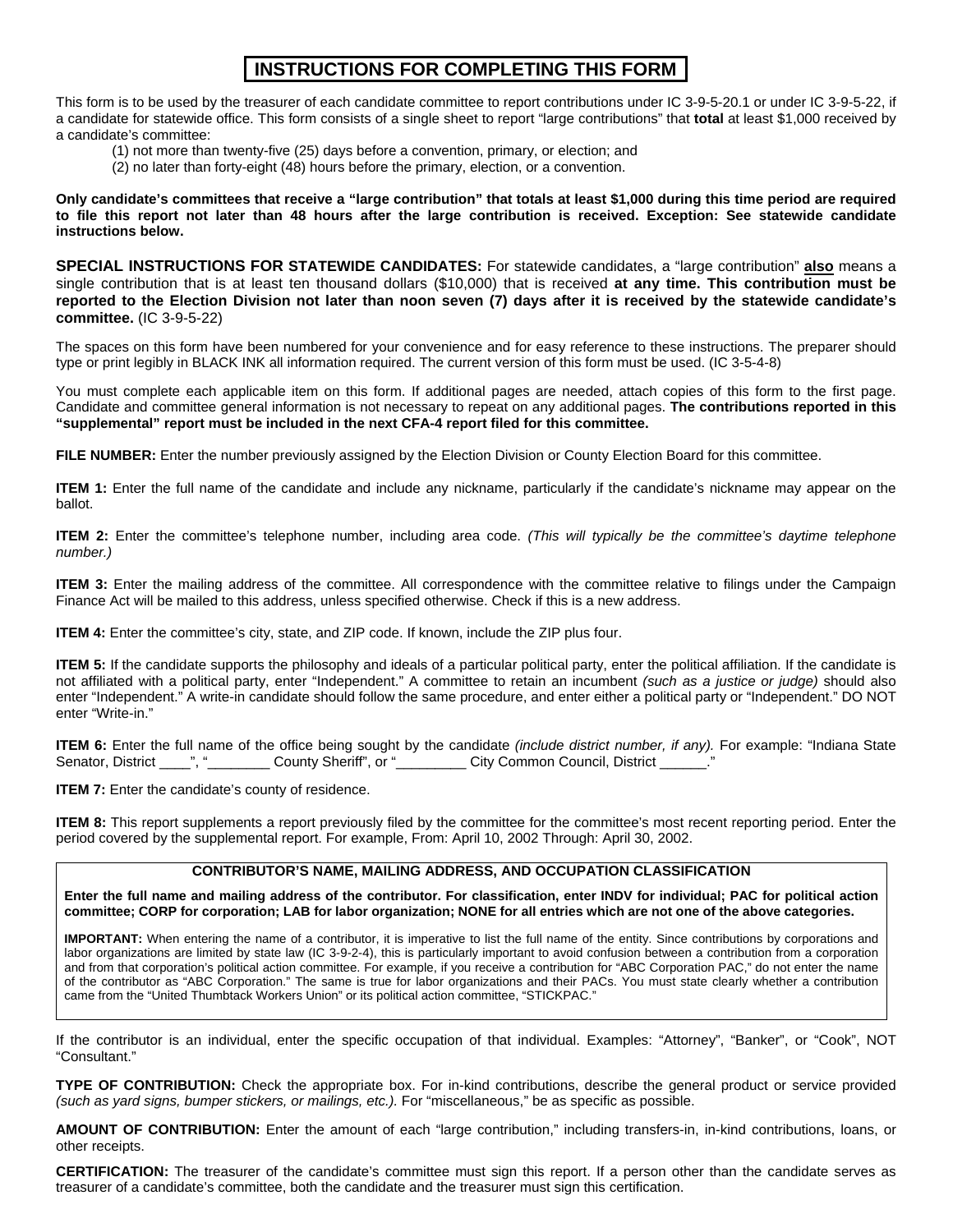# INSTRUCTIONS FOR COMPLETING THIS FORM

This form is to be used by the treasurer of each candidate committee to report contributions under IC 3-9-5-20.1 or under IC 3-9-5-22, if a candidate for statewide office. This form consists of a single sheet to report "large contributions" that **total** at least $1,000 received by a candidate's committee:

(1) not more than twenty-five (25) days before a convention, primary, or election; and
(2) no later than forty-eight (48) hours before the primary, election, or a convention.

**Only candidate's committees that receive a "large contribution" that totals at least $1,000 during this time period are required to file this report not later than 48 hours after the large contribution is received. Exception: See statewide candidate instructions below.**

**SPECIAL INSTRUCTIONS FOR STATEWIDE CANDIDATES:** For statewide candidates, a "large contribution" **also** means a single contribution that is at least ten thousand dollars ($10,000) that is received **at any time. This contribution must be reported to the Election Division not later than noon seven (7) days after it is received by the statewide candidate's committee.** (IC 3-9-5-22)

The spaces on this form have been numbered for your convenience and for easy reference to these instructions. The preparer should type or print legibly in BLACK INK all information required. The current version of this form must be used. (IC 3-5-4-8)

You must complete each applicable item on this form. If additional pages are needed, attach copies of this form to the first page. Candidate and committee general information is not necessary to repeat on any additional pages. **The contributions reported in this "supplemental" report must be included in the next CFA-4 report filed for this committee.**

**FILE NUMBER:** Enter the number previously assigned by the Election Division or County Election Board for this committee.

**ITEM 1:** Enter the full name of the candidate and include any nickname, particularly if the candidate's nickname may appear on the ballot.

**ITEM 2:** Enter the committee's telephone number, including area code. *(This will typically be the committee's daytime telephone number.)*

**ITEM 3:** Enter the mailing address of the committee. All correspondence with the committee relative to filings under the Campaign Finance Act will be mailed to this address, unless specified otherwise. Check if this is a new address.

**ITEM 4:** Enter the committee's city, state, and ZIP code. If known, include the ZIP plus four.

**ITEM 5:** If the candidate supports the philosophy and ideals of a particular political party, enter the political affiliation. If the candidate is not affiliated with a political party, enter "Independent." A committee to retain an incumbent *(such as a justice or judge)* should also enter "Independent." A write-in candidate should follow the same procedure, and enter either a political party or "Independent." DO NOT enter "Write-in."

**ITEM 6:** Enter the full name of the office being sought by the candidate *(include district number, if any).* For example: "Indiana State Senator, District ____", "________ County Sheriff", or "_________ City Common Council, District ______."

**ITEM 7:** Enter the candidate's county of residence.

**ITEM 8:** This report supplements a report previously filed by the committee for the committee's most recent reporting period. Enter the period covered by the supplemental report. For example, From: April 10, 2002 Through: April 30, 2002.

**CONTRIBUTOR'S NAME, MAILING ADDRESS, AND OCCUPATION CLASSIFICATION**

**Enter the full name and mailing address of the contributor. For classification, enter INDV for individual; PAC for political action committee; CORP for corporation; LAB for labor organization; NONE for all entries which are not one of the above categories.**

**IMPORTANT:** When entering the name of a contributor, it is imperative to list the full name of the entity. Since contributions by corporations and labor organizations are limited by state law (IC 3-9-2-4), this is particularly important to avoid confusion between a contribution from a corporation and from that corporation's political action committee. For example, if you receive a contribution for "ABC Corporation PAC," do not enter the name of the contributor as "ABC Corporation." The same is true for labor organizations and their PACs. You must state clearly whether a contribution came from the "United Thumbtack Workers Union" or its political action committee, "STICKPAC."

If the contributor is an individual, enter the specific occupation of that individual. Examples: "Attorney", "Banker", or "Cook", NOT "Consultant."

**TYPE OF CONTRIBUTION:** Check the appropriate box. For in-kind contributions, describe the general product or service provided *(such as yard signs, bumper stickers, or mailings, etc.).* For "miscellaneous," be as specific as possible.

**AMOUNT OF CONTRIBUTION:** Enter the amount of each "large contribution," including transfers-in, in-kind contributions, loans, or other receipts.

**CERTIFICATION:** The treasurer of the candidate's committee must sign this report. If a person other than the candidate serves as treasurer of a candidate's committee, both the candidate and the treasurer must sign this certification.